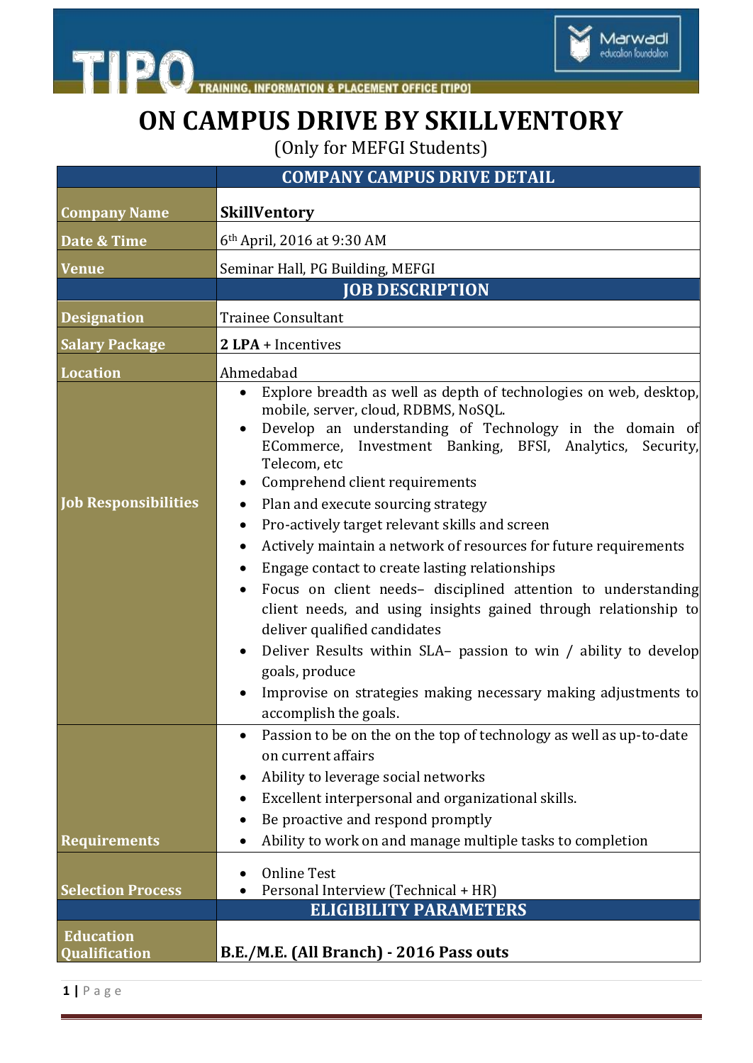TIPO — TRAINING, INFORMATION & PLACEMENT OFFICE [TIPO]

Marwadi education foundation

# ON CAMPUS DRIVE BY SKILLVENTORY

(Only for MEFGI Students)

| | COMPANY CAMPUS DRIVE DETAIL |
|---|---|
| **Company Name** | **SkillVentory** |
| **Date & Time** | 6th April, 2016 at 9:30 AM |
| **Venue** | Seminar Hall, PG Building, MEFGI |
| | **JOB DESCRIPTION** |
| **Designation** | Trainee Consultant |
| **Salary Package** | **2 LPA** + Incentives |
| **Location** | Ahmedabad |
| **Job Responsibilities** | • Explore breadth as well as depth of technologies on web, desktop, mobile, server, cloud, RDBMS, NoSQL.<br>• Develop an understanding of Technology in the domain of ECommerce, Investment Banking, BFSI, Analytics, Security, Telecom, etc<br>• Comprehend client requirements<br>• Plan and execute sourcing strategy<br>• Pro-actively target relevant skills and screen<br>• Actively maintain a network of resources for future requirements<br>• Engage contact to create lasting relationships<br>• Focus on client needs– disciplined attention to understanding client needs, and using insights gained through relationship to deliver qualified candidates<br>• Deliver Results within SLA– passion to win / ability to develop goals, produce<br>• Improvise on strategies making necessary making adjustments to accomplish the goals. |
| **Requirements** | • Passion to be on the on the top of technology as well as up-to-date on current affairs<br>• Ability to leverage social networks<br>• Excellent interpersonal and organizational skills.<br>• Be proactive and respond promptly<br>• Ability to work on and manage multiple tasks to completion |
| **Selection Process** | • Online Test<br>• Personal Interview (Technical + HR) |
| | **ELIGIBILITY PARAMETERS** |
| **Education Qualification** | **B.E./M.E. (All Branch) - 2016 Pass outs** |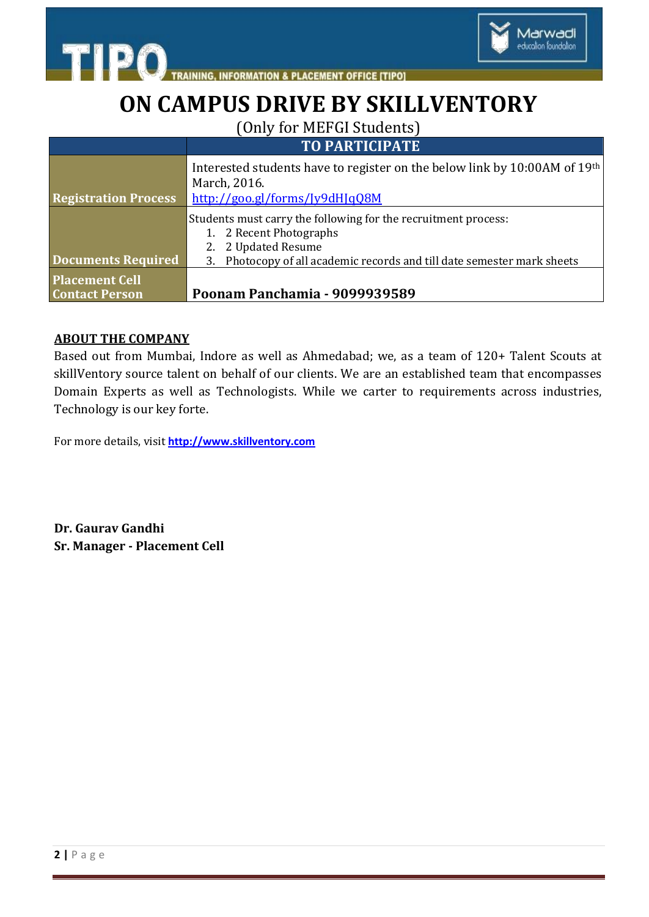# ON CAMPUS DRIVE BY SKILLVENTORY

(Only for MEFGI Students)

| | TO PARTICIPATE |
|---|---|
| **Registration Process** | Interested students have to register on the below link by 10:00AM of 19th March, 2016. http://goo.gl/forms/Jy9dHJqQ8M |
| **Documents Required** | Students must carry the following for the recruitment process: 1. 2 Recent Photographs 2. 2 Updated Resume 3. Photocopy of all academic records and till date semester mark sheets |
| **Placement Cell Contact Person** | **Poonam Panchamia - 9099939589** |

**ABOUT THE COMPANY**

Based out from Mumbai, Indore as well as Ahmedabad; we, as a team of 120+ Talent Scouts at skillVentory source talent on behalf of our clients. We are an established team that encompasses Domain Experts as well as Technologists. While we carter to requirements across industries, Technology is our key forte.

For more details, visit **http://www.skillventory.com**

**Dr. Gaurav Gandhi**
**Sr. Manager - Placement Cell**